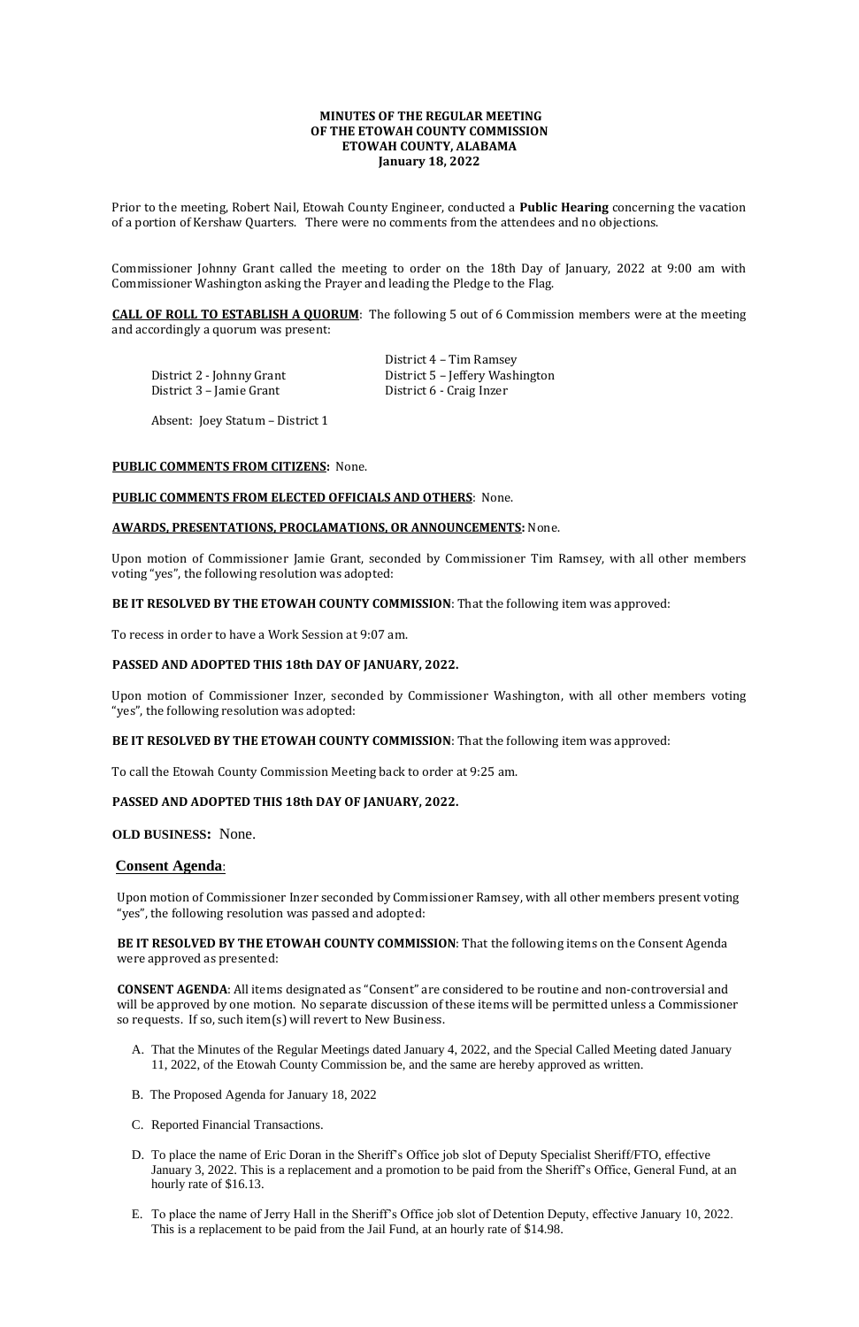**MINUTES OF THE REGULAR MEETING**
**OF THE ETOWAH COUNTY COMMISSION**
**ETOWAH COUNTY, ALABAMA**
**January 18, 2022**

Prior to the meeting, Robert Nail, Etowah County Engineer, conducted a **Public Hearing** concerning the vacation of a portion of Kershaw Quarters. There were no comments from the attendees and no objections.

Commissioner Johnny Grant called the meeting to order on the 18th Day of January, 2022 at 9:00 am with Commissioner Washington asking the Prayer and leading the Pledge to the Flag.

**CALL OF ROLL TO ESTABLISH A QUORUM**: The following 5 out of 6 Commission members were at the meeting and accordingly a quorum was present:

District 2 - Johnny Grant
District 3 – Jamie Grant
District 4 – Tim Ramsey
District 5 – Jeffery Washington
District 6 - Craig Inzer

Absent: Joey Statum – District 1

**PUBLIC COMMENTS FROM CITIZENS:** None.

**PUBLIC COMMENTS FROM ELECTED OFFICIALS AND OTHERS**: None.

**AWARDS, PRESENTATIONS, PROCLAMATIONS, OR ANNOUNCEMENTS:** None.

Upon motion of Commissioner Jamie Grant, seconded by Commissioner Tim Ramsey, with all other members voting "yes", the following resolution was adopted:

**BE IT RESOLVED BY THE ETOWAH COUNTY COMMISSION**: That the following item was approved:

To recess in order to have a Work Session at 9:07 am.

**PASSED AND ADOPTED THIS 18th DAY OF JANUARY, 2022.**

Upon motion of Commissioner Inzer, seconded by Commissioner Washington, with all other members voting "yes", the following resolution was adopted:

**BE IT RESOLVED BY THE ETOWAH COUNTY COMMISSION**: That the following item was approved:

To call the Etowah County Commission Meeting back to order at 9:25 am.

**PASSED AND ADOPTED THIS 18th DAY OF JANUARY, 2022.**

**OLD BUSINESS:** None.

## Consent Agenda:

Upon motion of Commissioner Inzer seconded by Commissioner Ramsey, with all other members present voting "yes", the following resolution was passed and adopted:

**BE IT RESOLVED BY THE ETOWAH COUNTY COMMISSION**: That the following items on the Consent Agenda were approved as presented:

**CONSENT AGENDA**: All items designated as "Consent" are considered to be routine and non-controversial and will be approved by one motion. No separate discussion of these items will be permitted unless a Commissioner so requests. If so, such item(s) will revert to New Business.

A. That the Minutes of the Regular Meetings dated January 4, 2022, and the Special Called Meeting dated January 11, 2022, of the Etowah County Commission be, and the same are hereby approved as written.

B. The Proposed Agenda for January 18, 2022

C. Reported Financial Transactions.

D. To place the name of Eric Doran in the Sheriff's Office job slot of Deputy Specialist Sheriff/FTO, effective January 3, 2022. This is a replacement and a promotion to be paid from the Sheriff's Office, General Fund, at an hourly rate of $16.13.

E. To place the name of Jerry Hall in the Sheriff's Office job slot of Detention Deputy, effective January 10, 2022. This is a replacement to be paid from the Jail Fund, at an hourly rate of $14.98.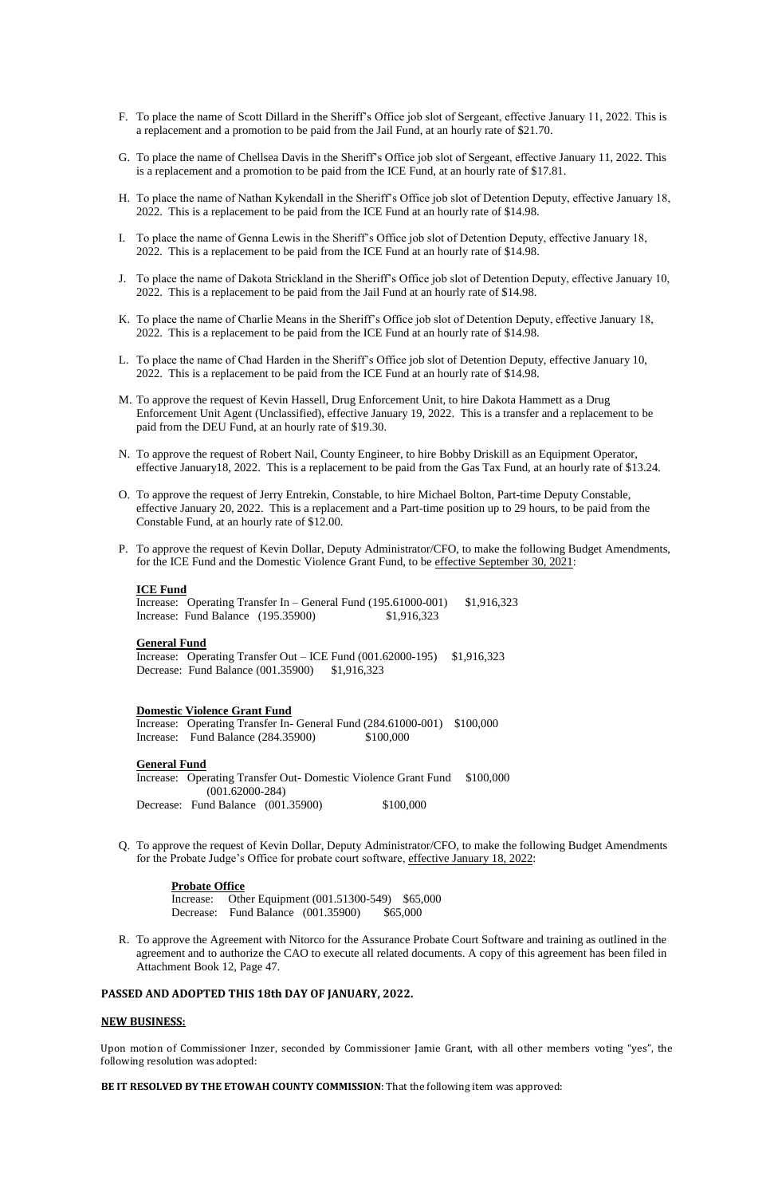F. To place the name of Scott Dillard in the Sheriff's Office job slot of Sergeant, effective January 11, 2022. This is a replacement and a promotion to be paid from the Jail Fund, at an hourly rate of $21.70.

G. To place the name of Chellsea Davis in the Sheriff's Office job slot of Sergeant, effective January 11, 2022. This is a replacement and a promotion to be paid from the ICE Fund, at an hourly rate of $17.81.

H. To place the name of Nathan Kykendall in the Sheriff's Office job slot of Detention Deputy, effective January 18, 2022. This is a replacement to be paid from the ICE Fund at an hourly rate of $14.98.

I. To place the name of Genna Lewis in the Sheriff's Office job slot of Detention Deputy, effective January 18, 2022. This is a replacement to be paid from the ICE Fund at an hourly rate of $14.98.

J. To place the name of Dakota Strickland in the Sheriff's Office job slot of Detention Deputy, effective January 10, 2022. This is a replacement to be paid from the Jail Fund at an hourly rate of $14.98.

K. To place the name of Charlie Means in the Sheriff's Office job slot of Detention Deputy, effective January 18, 2022. This is a replacement to be paid from the ICE Fund at an hourly rate of $14.98.

L. To place the name of Chad Harden in the Sheriff's Office job slot of Detention Deputy, effective January 10, 2022. This is a replacement to be paid from the ICE Fund at an hourly rate of $14.98.

M. To approve the request of Kevin Hassell, Drug Enforcement Unit, to hire Dakota Hammett as a Drug Enforcement Unit Agent (Unclassified), effective January 19, 2022. This is a transfer and a replacement to be paid from the DEU Fund, at an hourly rate of $19.30.

N. To approve the request of Robert Nail, County Engineer, to hire Bobby Driskill as an Equipment Operator, effective January18, 2022. This is a replacement to be paid from the Gas Tax Fund, at an hourly rate of $13.24.

O. To approve the request of Jerry Entrekin, Constable, to hire Michael Bolton, Part-time Deputy Constable, effective January 20, 2022. This is a replacement and a Part-time position up to 29 hours, to be paid from the Constable Fund, at an hourly rate of $12.00.

P. To approve the request of Kevin Dollar, Deputy Administrator/CFO, to make the following Budget Amendments, for the ICE Fund and the Domestic Violence Grant Fund, to be effective September 30, 2021:

**ICE Fund**
Increase: Operating Transfer In – General Fund (195.61000-001) $1,916,323
Increase: Fund Balance (195.35900) $1,916,323

**General Fund**
Increase: Operating Transfer Out – ICE Fund (001.62000-195) $1,916,323
Decrease: Fund Balance (001.35900) $1,916,323

**Domestic Violence Grant Fund**
Increase: Operating Transfer In- General Fund (284.61000-001) $100,000
Increase: Fund Balance (284.35900) $100,000

**General Fund**
Increase: Operating Transfer Out- Domestic Violence Grant Fund (001.62000-284) $100,000
Decrease: Fund Balance (001.35900) $100,000

Q. To approve the request of Kevin Dollar, Deputy Administrator/CFO, to make the following Budget Amendments for the Probate Judge's Office for probate court software, effective January 18, 2022:

**Probate Office**
Increase: Other Equipment (001.51300-549) $65,000
Decrease: Fund Balance (001.35900) $65,000

R. To approve the Agreement with Nitorco for the Assurance Probate Court Software and training as outlined in the agreement and to authorize the CAO to execute all related documents. A copy of this agreement has been filed in Attachment Book 12, Page 47.

**PASSED AND ADOPTED THIS 18th DAY OF JANUARY, 2022.**

**NEW BUSINESS:**

Upon motion of Commissioner Inzer, seconded by Commissioner Jamie Grant, with all other members voting "yes", the following resolution was adopted:

**BE IT RESOLVED BY THE ETOWAH COUNTY COMMISSION**: That the following item was approved: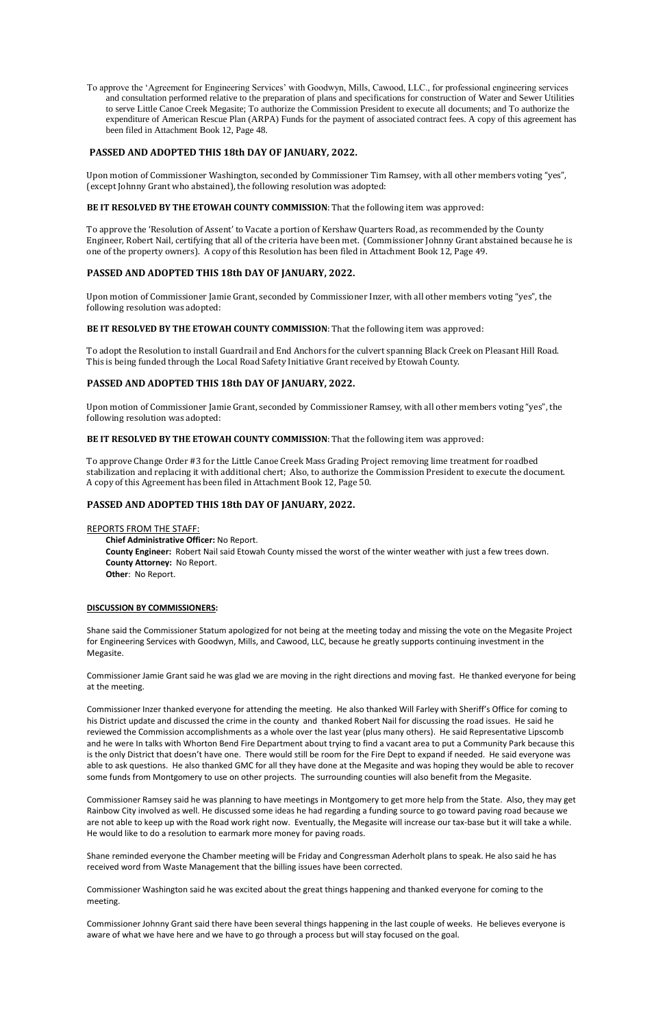To approve the 'Agreement for Engineering Services' with Goodwyn, Mills, Cawood, LLC., for professional engineering services and consultation performed relative to the preparation of plans and specifications for construction of Water and Sewer Utilities to serve Little Canoe Creek Megasite; To authorize the Commission President to execute all documents; and To authorize the expenditure of American Rescue Plan (ARPA) Funds for the payment of associated contract fees. A copy of this agreement has been filed in Attachment Book 12, Page 48.

**PASSED AND ADOPTED THIS 18th DAY OF JANUARY, 2022.**

Upon motion of Commissioner Washington, seconded by Commissioner Tim Ramsey, with all other members voting "yes", (except Johnny Grant who abstained), the following resolution was adopted:

**BE IT RESOLVED BY THE ETOWAH COUNTY COMMISSION**: That the following item was approved:

To approve the 'Resolution of Assent' to Vacate a portion of Kershaw Quarters Road, as recommended by the County Engineer, Robert Nail, certifying that all of the criteria have been met. (Commissioner Johnny Grant abstained because he is one of the property owners). A copy of this Resolution has been filed in Attachment Book 12, Page 49.

**PASSED AND ADOPTED THIS 18th DAY OF JANUARY, 2022.**

Upon motion of Commissioner Jamie Grant, seconded by Commissioner Inzer, with all other members voting "yes", the following resolution was adopted:

**BE IT RESOLVED BY THE ETOWAH COUNTY COMMISSION**: That the following item was approved:

To adopt the Resolution to install Guardrail and End Anchors for the culvert spanning Black Creek on Pleasant Hill Road. This is being funded through the Local Road Safety Initiative Grant received by Etowah County.

**PASSED AND ADOPTED THIS 18th DAY OF JANUARY, 2022.**

Upon motion of Commissioner Jamie Grant, seconded by Commissioner Ramsey, with all other members voting "yes", the following resolution was adopted:

**BE IT RESOLVED BY THE ETOWAH COUNTY COMMISSION**: That the following item was approved:

To approve Change Order #3 for the Little Canoe Creek Mass Grading Project removing lime treatment for roadbed stabilization and replacing it with additional chert; Also, to authorize the Commission President to execute the document. A copy of this Agreement has been filed in Attachment Book 12, Page 50.

**PASSED AND ADOPTED THIS 18th DAY OF JANUARY, 2022.**

REPORTS FROM THE STAFF:

**Chief Administrative Officer:** No Report.
**County Engineer:** Robert Nail said Etowah County missed the worst of the winter weather with just a few trees down.
**County Attorney:** No Report.
**Other**: No Report.

**DISCUSSION BY COMMISSIONERS:**

Shane said the Commissioner Statum apologized for not being at the meeting today and missing the vote on the Megasite Project for Engineering Services with Goodwyn, Mills, and Cawood, LLC, because he greatly supports continuing investment in the Megasite.

Commissioner Jamie Grant said he was glad we are moving in the right directions and moving fast. He thanked everyone for being at the meeting.

Commissioner Inzer thanked everyone for attending the meeting. He also thanked Will Farley with Sheriff's Office for coming to his District update and discussed the crime in the county and thanked Robert Nail for discussing the road issues. He said he reviewed the Commission accomplishments as a whole over the last year (plus many others). He said Representative Lipscomb and he were In talks with Whorton Bend Fire Department about trying to find a vacant area to put a Community Park because this is the only District that doesn't have one. There would still be room for the Fire Dept to expand if needed. He said everyone was able to ask questions. He also thanked GMC for all they have done at the Megasite and was hoping they would be able to recover some funds from Montgomery to use on other projects. The surrounding counties will also benefit from the Megasite.

Commissioner Ramsey said he was planning to have meetings in Montgomery to get more help from the State. Also, they may get Rainbow City involved as well. He discussed some ideas he had regarding a funding source to go toward paving road because we are not able to keep up with the Road work right now. Eventually, the Megasite will increase our tax-base but it will take a while. He would like to do a resolution to earmark more money for paving roads.

Shane reminded everyone the Chamber meeting will be Friday and Congressman Aderholt plans to speak. He also said he has received word from Waste Management that the billing issues have been corrected.

Commissioner Washington said he was excited about the great things happening and thanked everyone for coming to the meeting.

Commissioner Johnny Grant said there have been several things happening in the last couple of weeks. He believes everyone is aware of what we have here and we have to go through a process but will stay focused on the goal.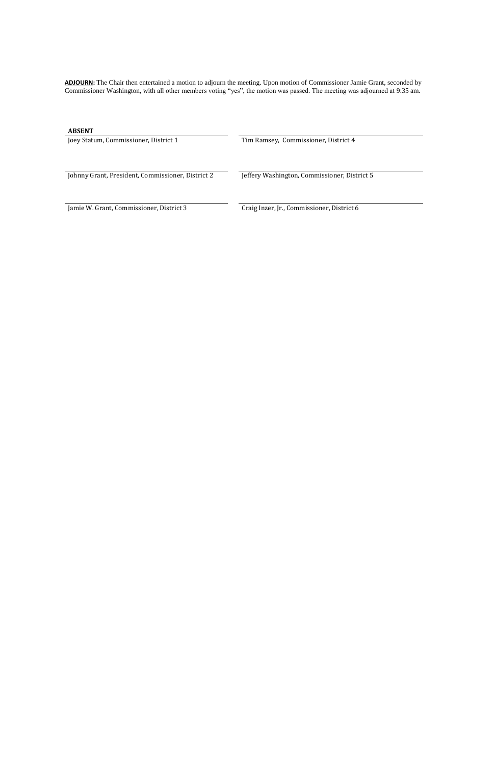**ADJOURN:** The Chair then entertained a motion to adjourn the meeting. Upon motion of Commissioner Jamie Grant, seconded by Commissioner Washington, with all other members voting "yes", the motion was passed. The meeting was adjourned at 9:35 am.

**ABSENT**
Joey Statum, Commissioner, District 1

Tim Ramsey, Commissioner, District 4

Johnny Grant, President, Commissioner, District 2

Jeffery Washington, Commissioner, District 5

Jamie W. Grant, Commissioner, District 3

Craig Inzer, Jr., Commissioner, District 6